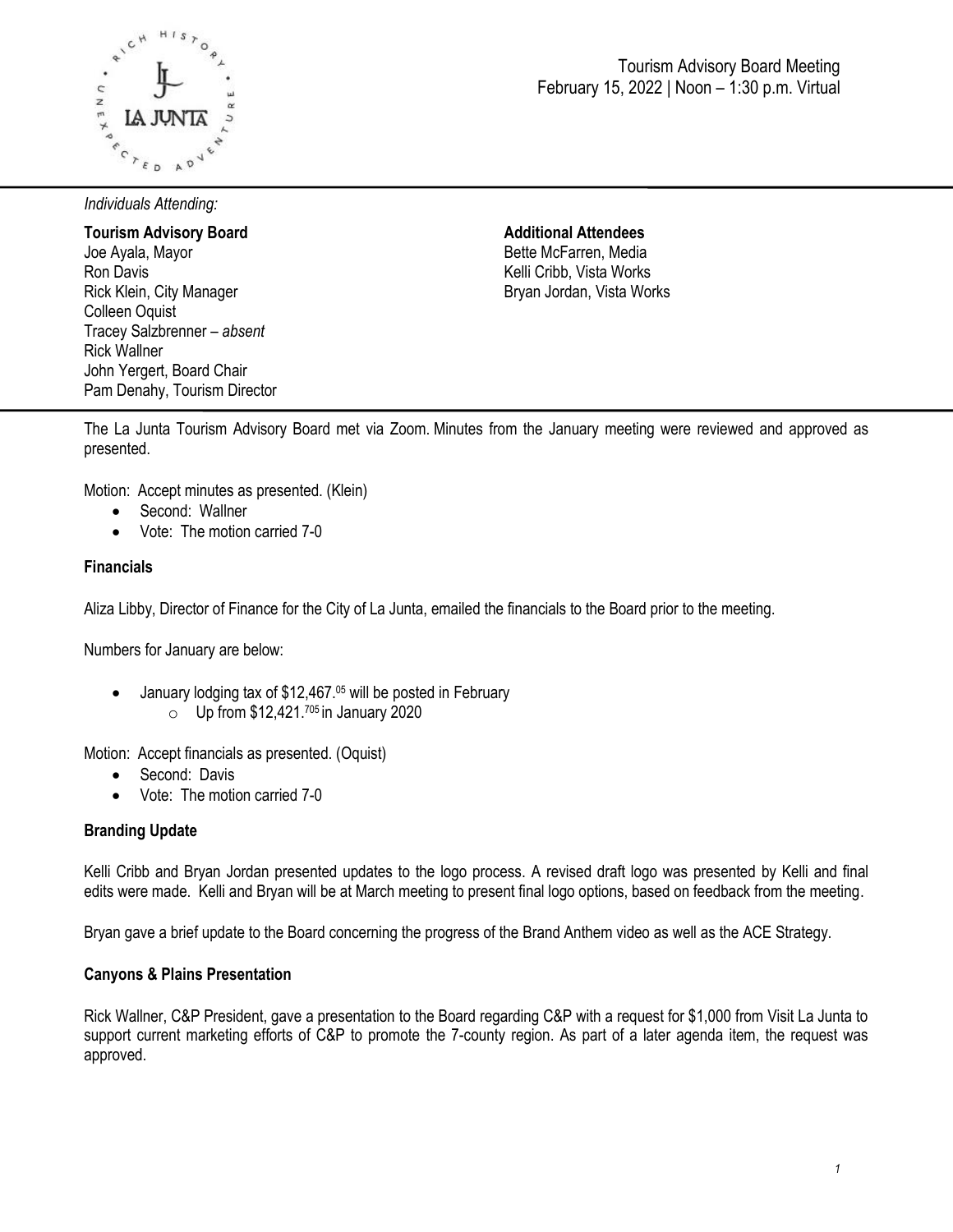Tourism Advisory Board Meeting
February 15, 2022 | Noon – 1:30 p.m. Virtual

*Individuals Attending:*

**Tourism Advisory Board**
Joe Ayala, Mayor
Ron Davis
Rick Klein, City Manager
Colleen Oquist
Tracey Salzbrenner – *absent*
Rick Wallner
John Yergert, Board Chair
Pam Denahy, Tourism Director

**Additional Attendees**
Bette McFarren, Media
Kelli Cribb, Vista Works
Bryan Jordan, Vista Works

The La Junta Tourism Advisory Board met via Zoom. Minutes from the January meeting were reviewed and approved as presented.

Motion: Accept minutes as presented. (Klein)

- Second: Wallner
- Vote: The motion carried 7-0

**Financials**

Aliza Libby, Director of Finance for the City of La Junta, emailed the financials to the Board prior to the meeting.

Numbers for January are below:

- January lodging tax of $12,467.05 will be posted in February
  - Up from $12,421.705 in January 2020

Motion: Accept financials as presented. (Oquist)

- Second: Davis
- Vote: The motion carried 7-0

**Branding Update**

Kelli Cribb and Bryan Jordan presented updates to the logo process. A revised draft logo was presented by Kelli and final edits were made. Kelli and Bryan will be at March meeting to present final logo options, based on feedback from the meeting.

Bryan gave a brief update to the Board concerning the progress of the Brand Anthem video as well as the ACE Strategy.

**Canyons & Plains Presentation**

Rick Wallner, C&P President, gave a presentation to the Board regarding C&P with a request for $1,000 from Visit La Junta to support current marketing efforts of C&P to promote the 7-county region. As part of a later agenda item, the request was approved.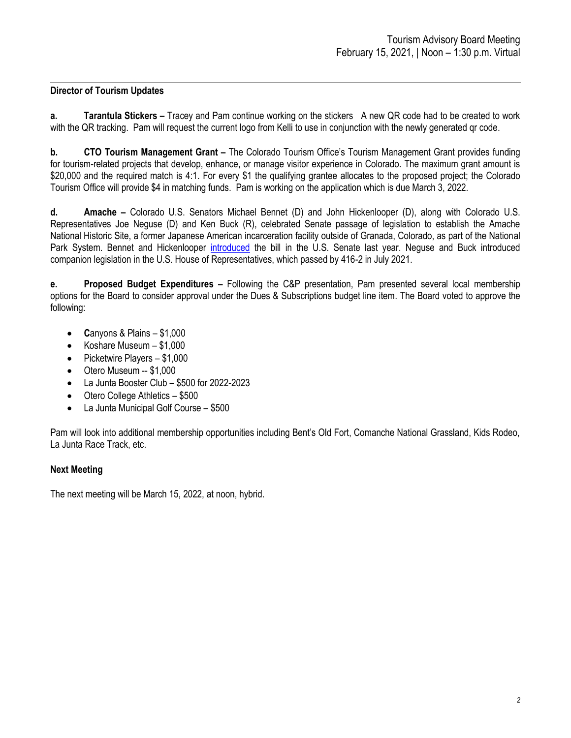Tourism Advisory Board Meeting
February 15, 2021, | Noon – 1:30 p.m. Virtual

---

**Director of Tourism Updates**

**a. Tarantula Stickers –** Tracey and Pam continue working on the stickers A new QR code had to be created to work with the QR tracking. Pam will request the current logo from Kelli to use in conjunction with the newly generated qr code.

**b. CTO Tourism Management Grant –** The Colorado Tourism Office's Tourism Management Grant provides funding for tourism-related projects that develop, enhance, or manage visitor experience in Colorado. The maximum grant amount is $20,000 and the required match is 4:1. For every $1 the qualifying grantee allocates to the proposed project; the Colorado Tourism Office will provide $4 in matching funds. Pam is working on the application which is due March 3, 2022.

**d. Amache –** Colorado U.S. Senators Michael Bennet (D) and John Hickenlooper (D), along with Colorado U.S. Representatives Joe Neguse (D) and Ken Buck (R), celebrated Senate passage of legislation to establish the Amache National Historic Site, a former Japanese American incarceration facility outside of Granada, Colorado, as part of the National Park System. Bennet and Hickenlooper introduced the bill in the U.S. Senate last year. Neguse and Buck introduced companion legislation in the U.S. House of Representatives, which passed by 416-2 in July 2021.

**e. Proposed Budget Expenditures –** Following the C&P presentation, Pam presented several local membership options for the Board to consider approval under the Dues & Subscriptions budget line item. The Board voted to approve the following:

- **C**anyons & Plains – $1,000
- Koshare Museum – $1,000
- Picketwire Players – $1,000
- Otero Museum -- $1,000
- La Junta Booster Club – $500 for 2022-2023
- Otero College Athletics – $500
- La Junta Municipal Golf Course – $500

Pam will look into additional membership opportunities including Bent's Old Fort, Comanche National Grassland, Kids Rodeo, La Junta Race Track, etc.

**Next Meeting**

The next meeting will be March 15, 2022, at noon, hybrid.